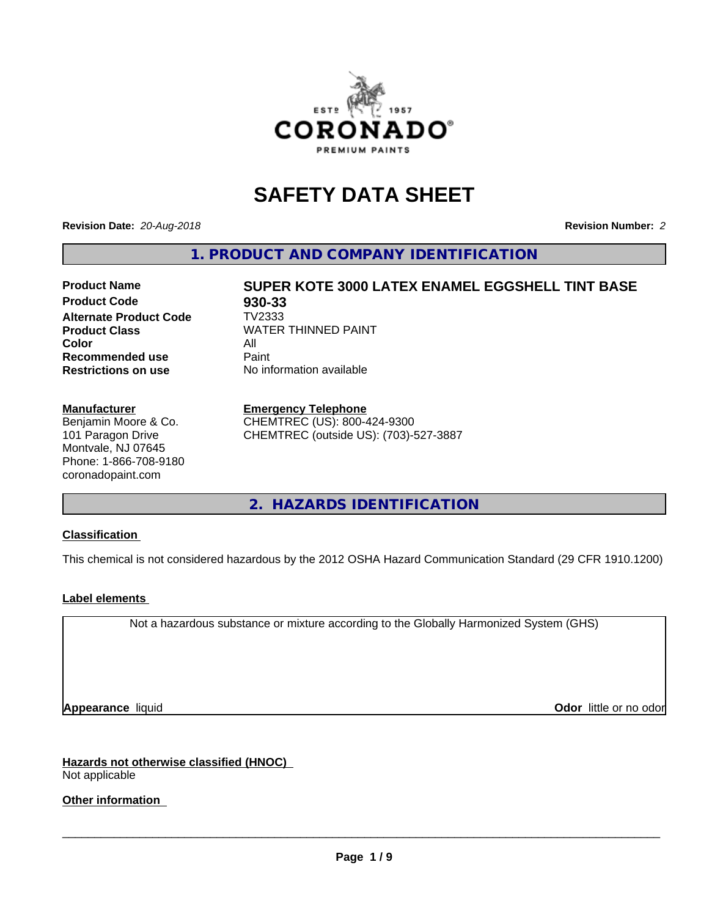# SAFETY DATA SHEET

**Revision Date:** *20-Aug-2018*

**Revision Number:** *2*

## 1. PRODUCT AND COMPANY IDENTIFICATION

| | |
|---|---|
| **Product Name** | **SUPER KOTE 3000 LATEX ENAMEL EGGSHELL TINT BASE** |
| **Product Code** | **930-33** |
| **Alternate Product Code** | TV2333 |
| **Product Class** | WATER THINNED PAINT |
| **Color** | All |
| **Recommended use** | Paint |
| **Restrictions on use** | No information available |

**Manufacturer**
Benjamin Moore & Co.
101 Paragon Drive
Montvale, NJ 07645
Phone: 1-866-708-9180
coronadopaint.com

**Emergency Telephone**
CHEMTREC (US): 800-424-9300
CHEMTREC (outside US): (703)-527-3887

## 2. HAZARDS IDENTIFICATION

### Classification

This chemical is not considered hazardous by the 2012 OSHA Hazard Communication Standard (29 CFR 1910.1200)

### Label elements

Not a hazardous substance or mixture according to the Globally Harmonized System (GHS)

**Appearance** liquid

**Odor** little or no odor

### Hazards not otherwise classified (HNOC)

Not applicable

### Other information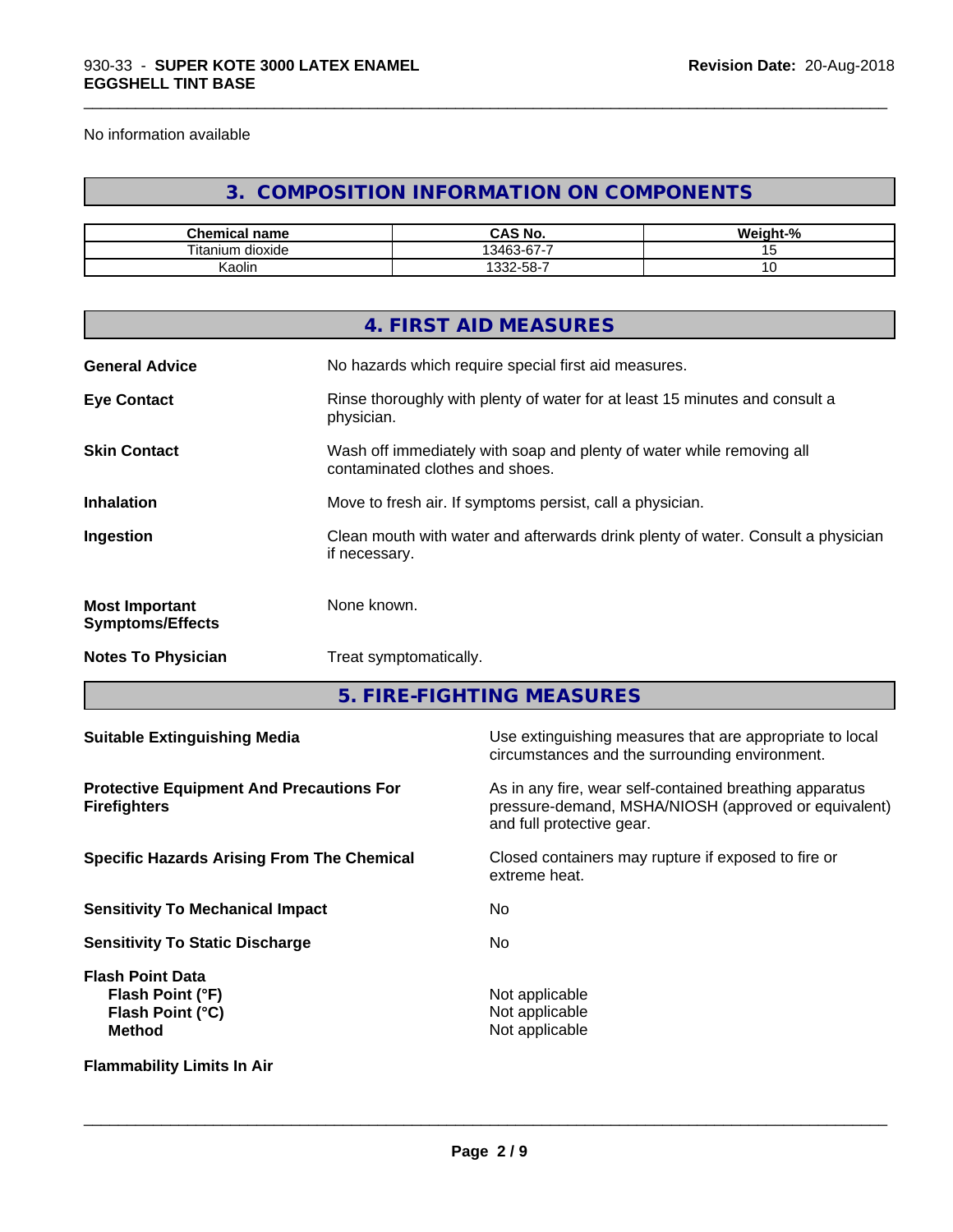No information available

## 3. COMPOSITION INFORMATION ON COMPONENTS

| Chemical name | CAS No. | Weight-% |
|---|---|---|
| Titanium dioxide | 13463-67-7 | 15 |
| Kaolin | 1332-58-7 | 10 |

## 4. FIRST AID MEASURES

**General Advice** No hazards which require special first aid measures.

**Eye Contact** Rinse thoroughly with plenty of water for at least 15 minutes and consult a physician.

**Skin Contact** Wash off immediately with soap and plenty of water while removing all contaminated clothes and shoes.

**Inhalation** Move to fresh air. If symptoms persist, call a physician.

**Ingestion** Clean mouth with water and afterwards drink plenty of water. Consult a physician if necessary.

**Most Important Symptoms/Effects** None known.

**Notes To Physician** Treat symptomatically.

## 5. FIRE-FIGHTING MEASURES

**Suitable Extinguishing Media** Use extinguishing measures that are appropriate to local circumstances and the surrounding environment.

**Protective Equipment And Precautions For Firefighters** As in any fire, wear self-contained breathing apparatus pressure-demand, MSHA/NIOSH (approved or equivalent) and full protective gear.

**Specific Hazards Arising From The Chemical** Closed containers may rupture if exposed to fire or extreme heat.

**Sensitivity To Mechanical Impact** No

**Sensitivity To Static Discharge** No

**Flash Point Data**
**Flash Point (°F)** Not applicable
**Flash Point (°C)** Not applicable
**Method** Not applicable

**Flammability Limits In Air**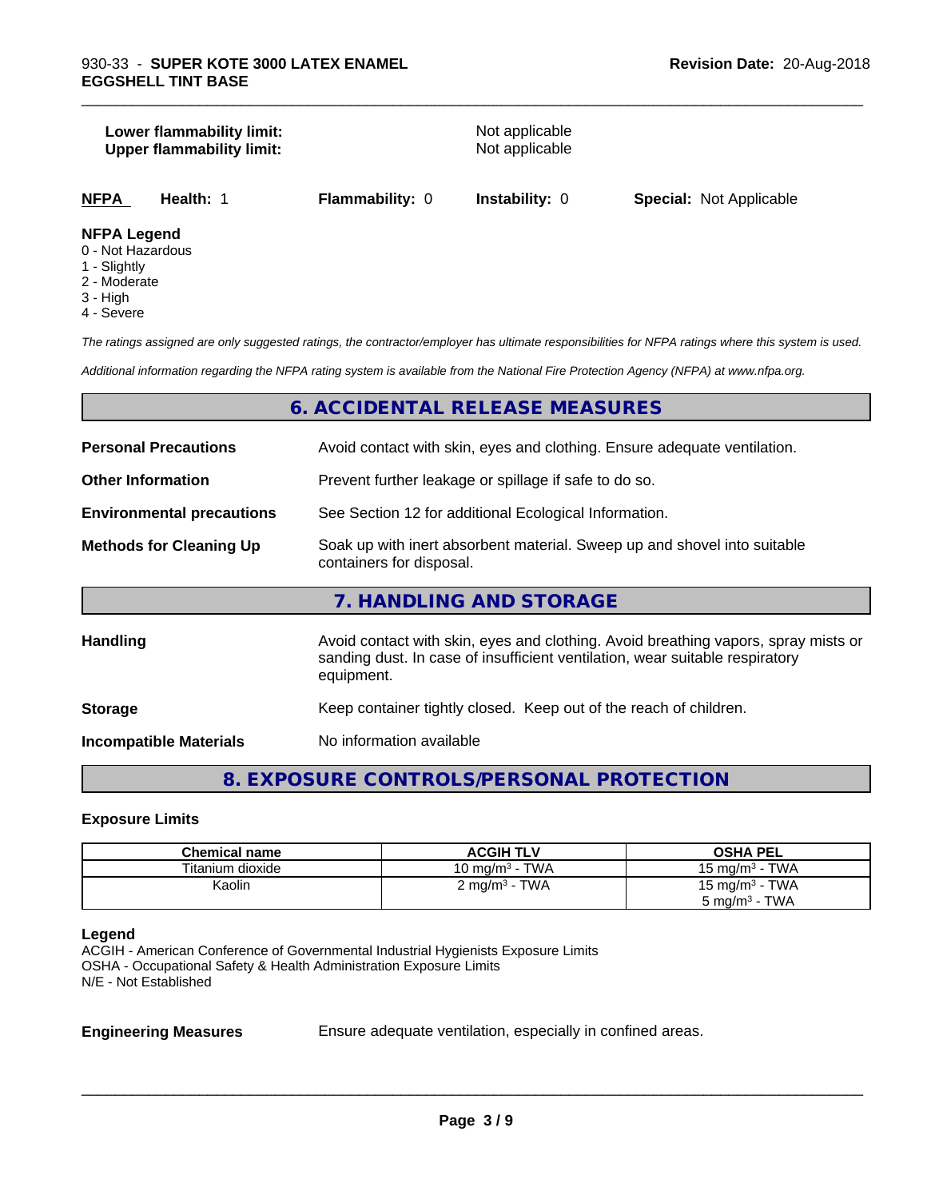**Lower flammability limit:** Not applicable
**Upper flammability limit:** Not applicable

**NFPA** **Health:** 1 **Flammability:** 0 **Instability:** 0 **Special:** Not Applicable

**NFPA Legend**
0 - Not Hazardous
1 - Slightly
2 - Moderate
3 - High
4 - Severe

*The ratings assigned are only suggested ratings, the contractor/employer has ultimate responsibilities for NFPA ratings where this system is used.*

*Additional information regarding the NFPA rating system is available from the National Fire Protection Agency (NFPA) at www.nfpa.org.*

## 6. ACCIDENTAL RELEASE MEASURES

**Personal Precautions** Avoid contact with skin, eyes and clothing. Ensure adequate ventilation.

**Other Information** Prevent further leakage or spillage if safe to do so.

**Environmental precautions** See Section 12 for additional Ecological Information.

**Methods for Cleaning Up** Soak up with inert absorbent material. Sweep up and shovel into suitable containers for disposal.

## 7. HANDLING AND STORAGE

**Handling** Avoid contact with skin, eyes and clothing. Avoid breathing vapors, spray mists or sanding dust. In case of insufficient ventilation, wear suitable respiratory equipment.

**Storage** Keep container tightly closed. Keep out of the reach of children.

**Incompatible Materials** No information available

## 8. EXPOSURE CONTROLS/PERSONAL PROTECTION

### Exposure Limits

| Chemical name | ACGIH TLV | OSHA PEL |
|---|---|---|
| Titanium dioxide | 10 mg/m³ - TWA | 15 mg/m³ - TWA |
| Kaolin | 2 mg/m³ - TWA | 15 mg/m³ - TWA<br>5 mg/m³ - TWA |

**Legend**
ACGIH - American Conference of Governmental Industrial Hygienists Exposure Limits
OSHA - Occupational Safety & Health Administration Exposure Limits
N/E - Not Established

**Engineering Measures** Ensure adequate ventilation, especially in confined areas.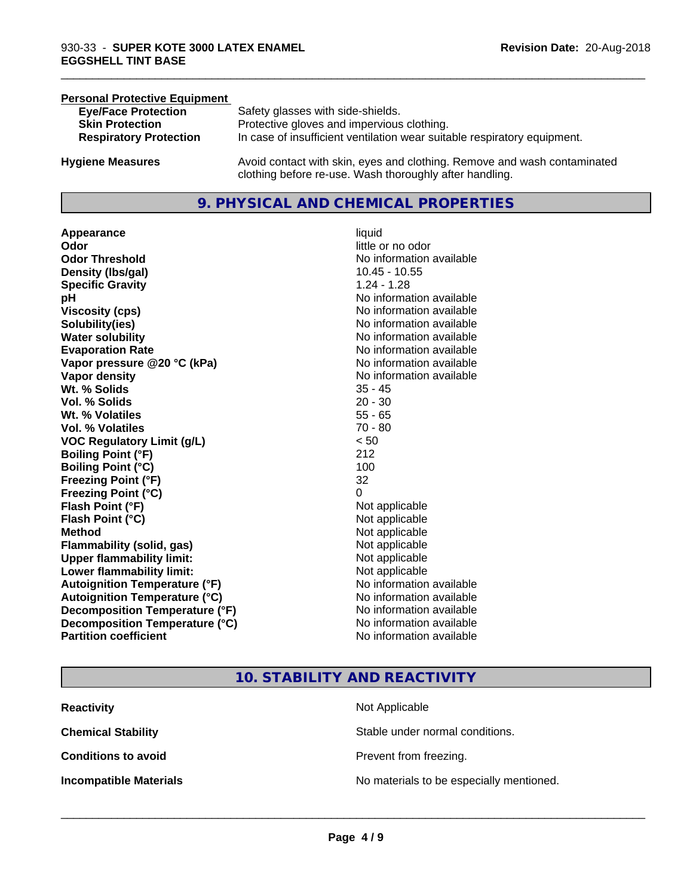#### Personal Protective Equipment

| | |
|---|---|
| **Eye/Face Protection** | Safety glasses with side-shields. |
| **Skin Protection** | Protective gloves and impervious clothing. |
| **Respiratory Protection** | In case of insufficient ventilation wear suitable respiratory equipment. |

| | |
|---|---|
| **Hygiene Measures** | Avoid contact with skin, eyes and clothing. Remove and wash contaminated clothing before re-use. Wash thoroughly after handling. |

## 9. PHYSICAL AND CHEMICAL PROPERTIES

| | |
|---|---|
| **Appearance** | liquid |
| **Odor** | little or no odor |
| **Odor Threshold** | No information available |
| **Density (lbs/gal)** | 10.45 - 10.55 |
| **Specific Gravity** | 1.24 - 1.28 |
| **pH** | No information available |
| **Viscosity (cps)** | No information available |
| **Solubility(ies)** | No information available |
| **Water solubility** | No information available |
| **Evaporation Rate** | No information available |
| **Vapor pressure @20 °C (kPa)** | No information available |
| **Vapor density** | No information available |
| **Wt. % Solids** | 35 - 45 |
| **Vol. % Solids** | 20 - 30 |
| **Wt. % Volatiles** | 55 - 65 |
| **Vol. % Volatiles** | 70 - 80 |
| **VOC Regulatory Limit (g/L)** | < 50 |
| **Boiling Point (°F)** | 212 |
| **Boiling Point (°C)** | 100 |
| **Freezing Point (°F)** | 32 |
| **Freezing Point (°C)** | 0 |
| **Flash Point (°F)** | Not applicable |
| **Flash Point (°C)** | Not applicable |
| **Method** | Not applicable |
| **Flammability (solid, gas)** | Not applicable |
| **Upper flammability limit:** | Not applicable |
| **Lower flammability limit:** | Not applicable |
| **Autoignition Temperature (°F)** | No information available |
| **Autoignition Temperature (°C)** | No information available |
| **Decomposition Temperature (°F)** | No information available |
| **Decomposition Temperature (°C)** | No information available |
| **Partition coefficient** | No information available |

## 10. STABILITY AND REACTIVITY

| | |
|---|---|
| **Reactivity** | Not Applicable |
| **Chemical Stability** | Stable under normal conditions. |
| **Conditions to avoid** | Prevent from freezing. |
| **Incompatible Materials** | No materials to be especially mentioned. |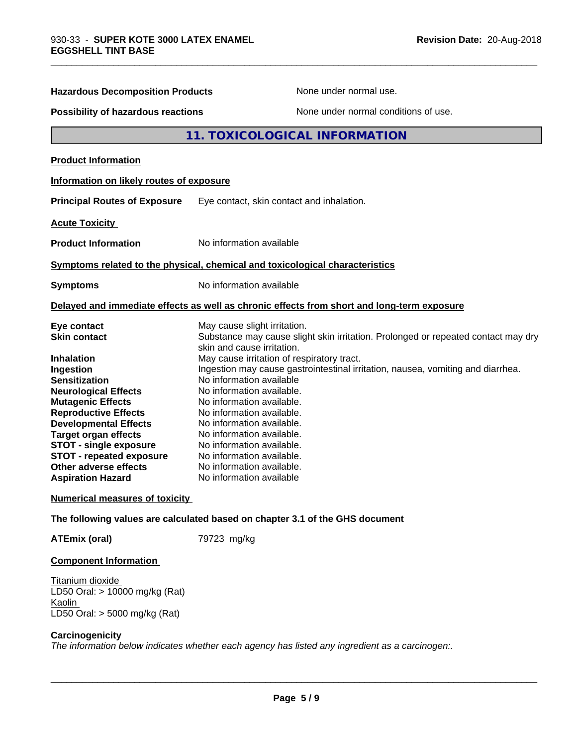| | |
|---|---|
| **Hazardous Decomposition Products** | None under normal use. |
| **Possibility of hazardous reactions** | None under normal conditions of use. |

## 11. TOXICOLOGICAL INFORMATION

**Product Information**

**Information on likely routes of exposure**

**Principal Routes of Exposure** Eye contact, skin contact and inhalation.

**Acute Toxicity**

**Product Information** No information available

**Symptoms related to the physical, chemical and toxicological characteristics**

**Symptoms** No information available

**Delayed and immediate effects as well as chronic effects from short and long-term exposure**

| | |
|---|---|
| **Eye contact** | May cause slight irritation. |
| **Skin contact** | Substance may cause slight skin irritation. Prolonged or repeated contact may dry skin and cause irritation. |
| **Inhalation** | May cause irritation of respiratory tract. |
| **Ingestion** | Ingestion may cause gastrointestinal irritation, nausea, vomiting and diarrhea. |
| **Sensitization** | No information available |
| **Neurological Effects** | No information available. |
| **Mutagenic Effects** | No information available. |
| **Reproductive Effects** | No information available. |
| **Developmental Effects** | No information available. |
| **Target organ effects** | No information available. |
| **STOT - single exposure** | No information available. |
| **STOT - repeated exposure** | No information available. |
| **Other adverse effects** | No information available. |
| **Aspiration Hazard** | No information available |

**Numerical measures of toxicity**

**The following values are calculated based on chapter 3.1 of the GHS document**

**ATEmix (oral)** 79723 mg/kg

**Component Information**

Titanium dioxide
LD50 Oral: > 10000 mg/kg (Rat)
Kaolin
LD50 Oral: > 5000 mg/kg (Rat)

**Carcinogenicity**

*The information below indicates whether each agency has listed any ingredient as a carcinogen:.*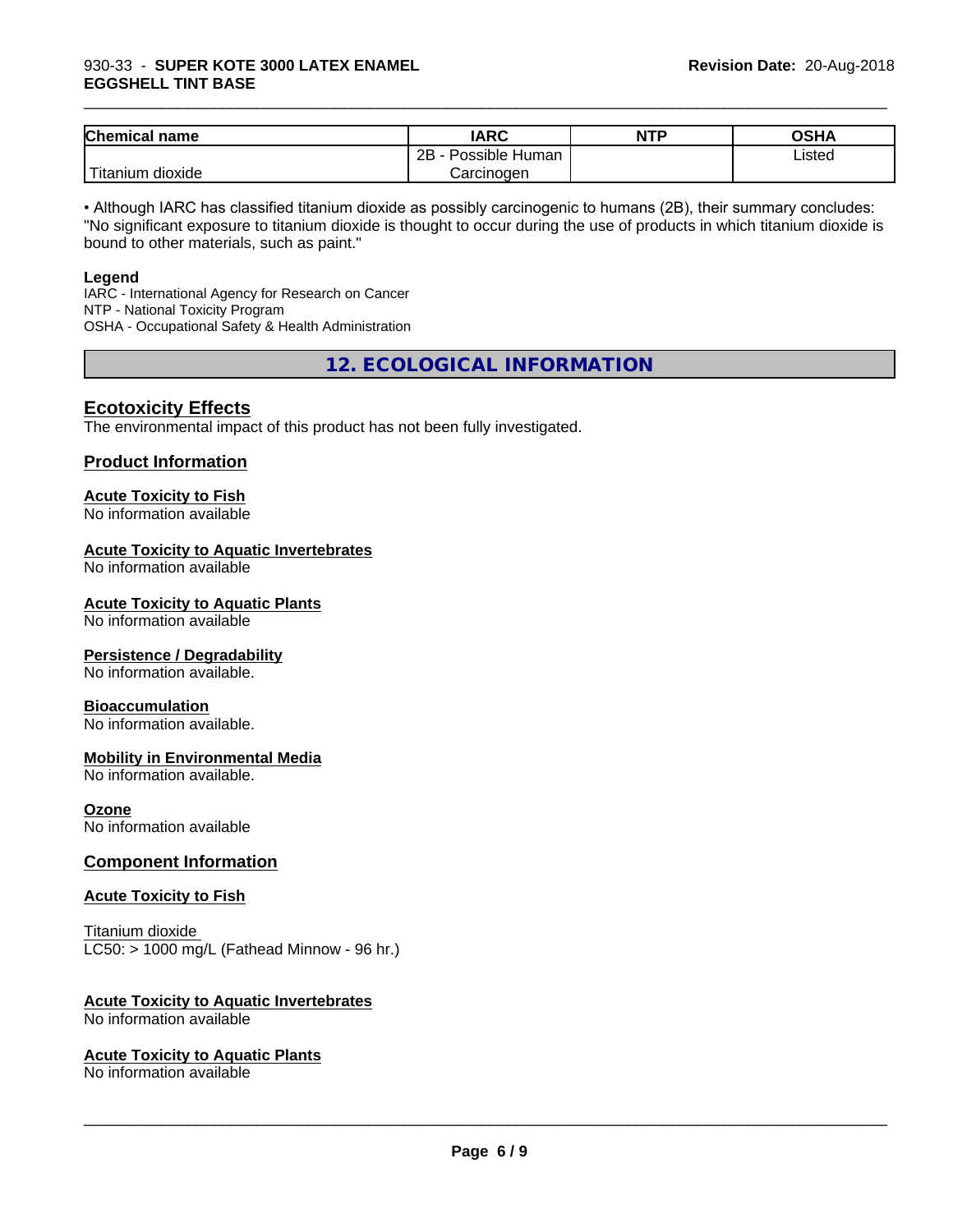| Chemical name | IARC | NTP | OSHA |
|---|---|---|---|
| Titanium dioxide | 2B - Possible Human Carcinogen | | Listed |

• Although IARC has classified titanium dioxide as possibly carcinogenic to humans (2B), their summary concludes: "No significant exposure to titanium dioxide is thought to occur during the use of products in which titanium dioxide is bound to other materials, such as paint."

**Legend**

IARC - International Agency for Research on Cancer
NTP - National Toxicity Program
OSHA - Occupational Safety & Health Administration

## 12. ECOLOGICAL INFORMATION

### Ecotoxicity Effects

The environmental impact of this product has not been fully investigated.

### Product Information

**Acute Toxicity to Fish**
No information available

**Acute Toxicity to Aquatic Invertebrates**
No information available

**Acute Toxicity to Aquatic Plants**
No information available

**Persistence / Degradability**
No information available.

**Bioaccumulation**
No information available.

**Mobility in Environmental Media**
No information available.

**Ozone**
No information available

### Component Information

**Acute Toxicity to Fish**

Titanium dioxide
LC50: > 1000 mg/L (Fathead Minnow - 96 hr.)

**Acute Toxicity to Aquatic Invertebrates**
No information available

**Acute Toxicity to Aquatic Plants**
No information available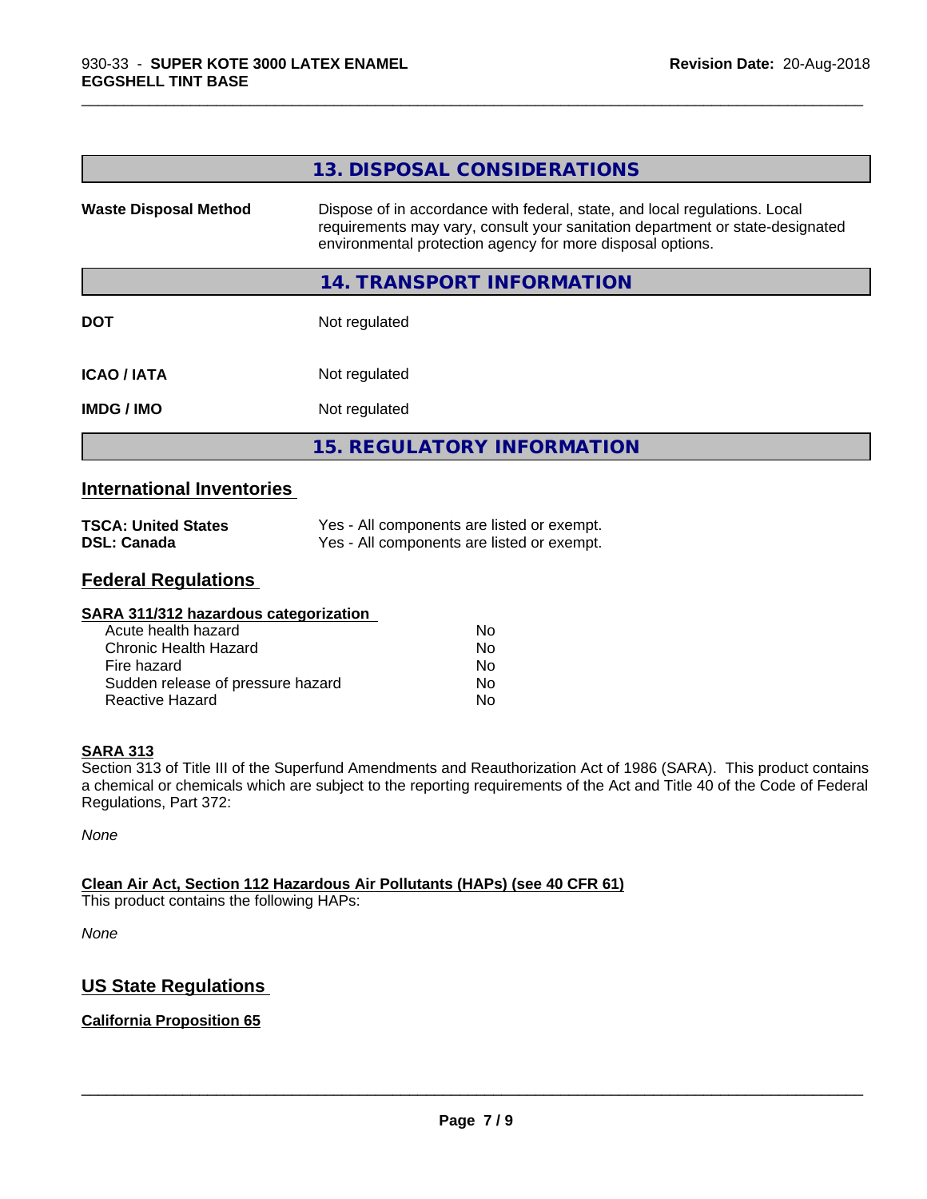## 13. DISPOSAL CONSIDERATIONS

| | |
|---|---|
| **Waste Disposal Method** | Dispose of in accordance with federal, state, and local regulations. Local requirements may vary, consult your sanitation department or state-designated environmental protection agency for more disposal options. |

## 14. TRANSPORT INFORMATION

| | |
|---|---|
| **DOT** | Not regulated |
| **ICAO / IATA** | Not regulated |
| **IMDG / IMO** | Not regulated |

## 15. REGULATORY INFORMATION

### International Inventories

| | |
|---|---|
| **TSCA: United States** | Yes - All components are listed or exempt. |
| **DSL: Canada** | Yes - All components are listed or exempt. |

### Federal Regulations

**SARA 311/312 hazardous categorization**

| | |
|---|---|
| Acute health hazard | No |
| Chronic Health Hazard | No |
| Fire hazard | No |
| Sudden release of pressure hazard | No |
| Reactive Hazard | No |

**SARA 313**

Section 313 of Title III of the Superfund Amendments and Reauthorization Act of 1986 (SARA). This product contains a chemical or chemicals which are subject to the reporting requirements of the Act and Title 40 of the Code of Federal Regulations, Part 372:

*None*

**Clean Air Act, Section 112 Hazardous Air Pollutants (HAPs) (see 40 CFR 61)**

This product contains the following HAPs:

*None*

### US State Regulations

**California Proposition 65**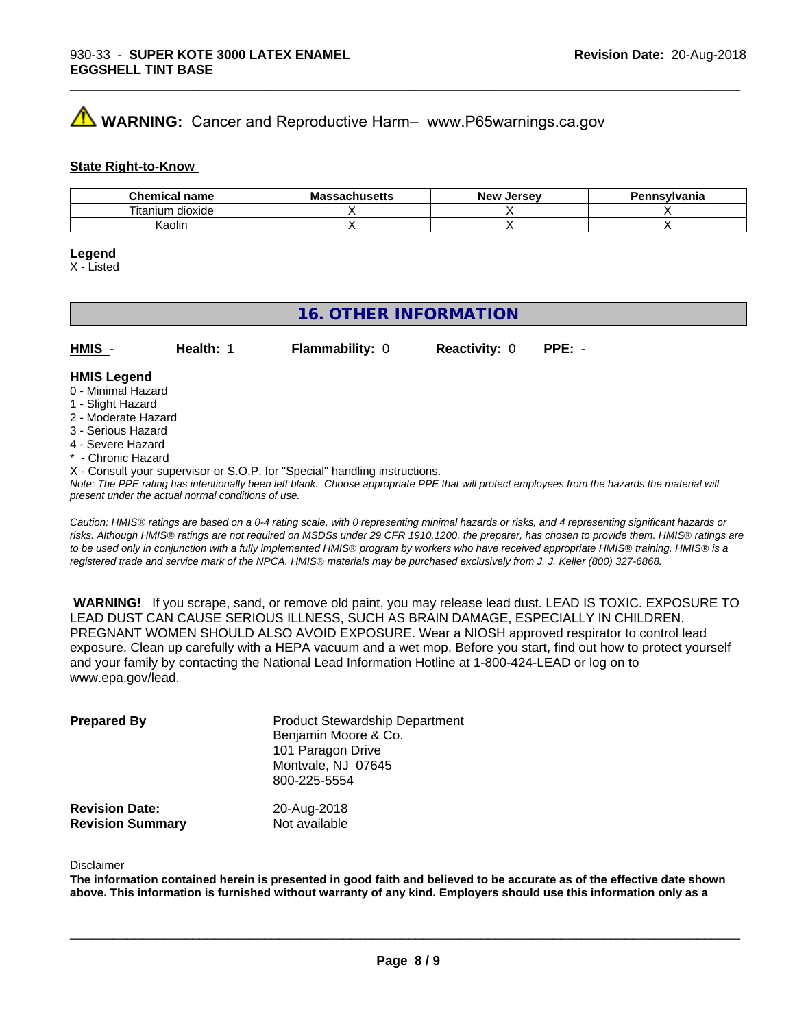⚠ **WARNING:** Cancer and Reproductive Harm– www.P65warnings.ca.gov

**State Right-to-Know**

| Chemical name | Massachusetts | New Jersey | Pennsylvania |
| --- | --- | --- | --- |
| Titanium dioxide | X | X | X |
| Kaolin | X | X | X |

**Legend**
X - Listed

## 16. OTHER INFORMATION

**HMIS** - **Health:** 1 **Flammability:** 0 **Reactivity:** 0 **PPE:** -

**HMIS Legend**
0 - Minimal Hazard
1 - Slight Hazard
2 - Moderate Hazard
3 - Serious Hazard
4 - Severe Hazard
* - Chronic Hazard
X - Consult your supervisor or S.O.P. for "Special" handling instructions.
*Note: The PPE rating has intentionally been left blank. Choose appropriate PPE that will protect employees from the hazards the material will present under the actual normal conditions of use.*

*Caution: HMIS® ratings are based on a 0-4 rating scale, with 0 representing minimal hazards or risks, and 4 representing significant hazards or risks. Although HMIS® ratings are not required on MSDSs under 29 CFR 1910.1200, the preparer, has chosen to provide them. HMIS® ratings are to be used only in conjunction with a fully implemented HMIS® program by workers who have received appropriate HMIS® training. HMIS® is a registered trade and service mark of the NPCA. HMIS® materials may be purchased exclusively from J. J. Keller (800) 327-6868.*

**WARNING!** If you scrape, sand, or remove old paint, you may release lead dust. LEAD IS TOXIC. EXPOSURE TO LEAD DUST CAN CAUSE SERIOUS ILLNESS, SUCH AS BRAIN DAMAGE, ESPECIALLY IN CHILDREN. PREGNANT WOMEN SHOULD ALSO AVOID EXPOSURE. Wear a NIOSH approved respirator to control lead exposure. Clean up carefully with a HEPA vacuum and a wet mop. Before you start, find out how to protect yourself and your family by contacting the National Lead Information Hotline at 1-800-424-LEAD or log on to www.epa.gov/lead.

**Prepared By**
Product Stewardship Department
Benjamin Moore & Co.
101 Paragon Drive
Montvale, NJ 07645
800-225-5554

**Revision Date:** 20-Aug-2018
**Revision Summary** Not available

Disclaimer
**The information contained herein is presented in good faith and believed to be accurate as of the effective date shown above. This information is furnished without warranty of any kind. Employers should use this information only as a**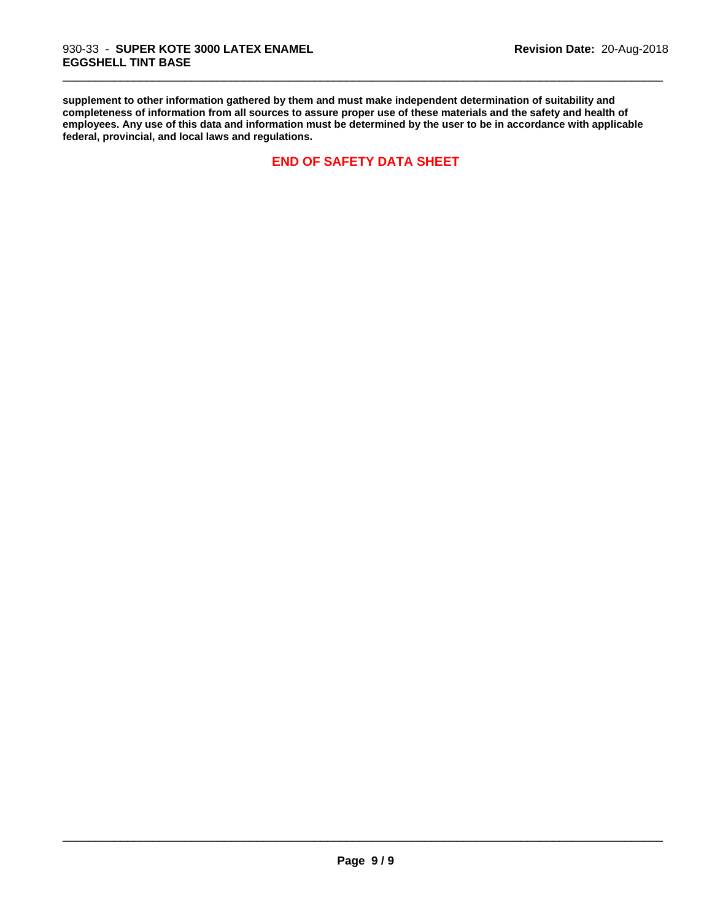**supplement to other information gathered by them and must make independent determination of suitability and completeness of information from all sources to assure proper use of these materials and the safety and health of employees. Any use of this data and information must be determined by the user to be in accordance with applicable federal, provincial, and local laws and regulations.**

**END OF SAFETY DATA SHEET**